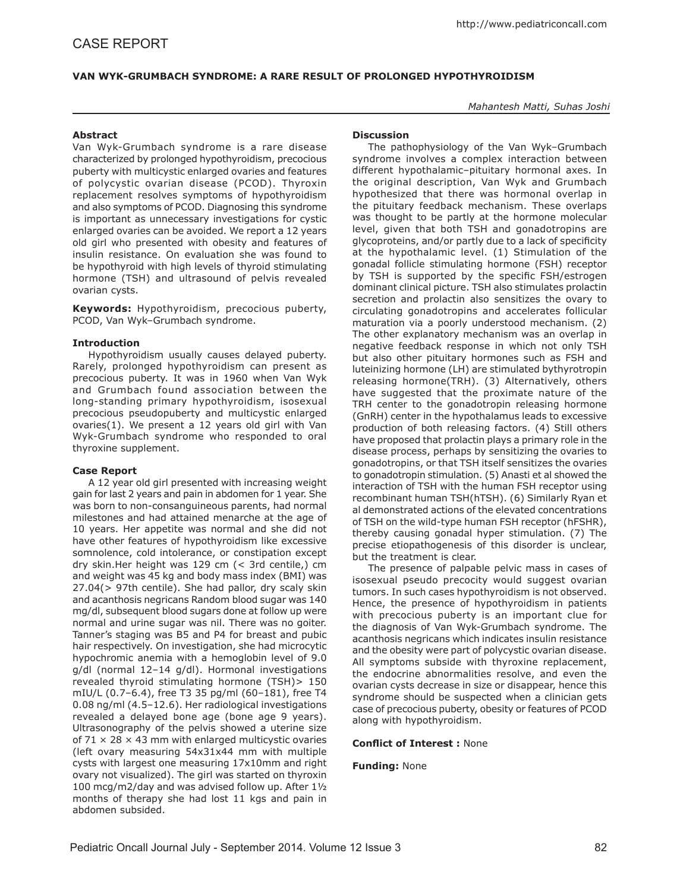CASE REPORT

# VAN WYK-GRUMBACH SYNDROME: A RARE RESULT OF PROLONGED HYPOTHYROIDISM

*Mahantesh Matti, Suhas Joshi*

### Abstract

Van Wyk-Grumbach syndrome is a rare disease characterized by prolonged hypothyroidism, precocious puberty with multicystic enlarged ovaries and features of polycystic ovarian disease (PCOD). Thyroxin replacement resolves symptoms of hypothyroidism and also symptoms of PCOD. Diagnosing this syndrome is important as unnecessary investigations for cystic enlarged ovaries can be avoided. We report a 12 years old girl who presented with obesity and features of insulin resistance. On evaluation she was found to be hypothyroid with high levels of thyroid stimulating hormone (TSH) and ultrasound of pelvis revealed ovarian cysts.

**Keywords:** Hypothyroidism, precocious puberty, PCOD, Van Wyk–Grumbach syndrome.

### Introduction

Hypothyroidism usually causes delayed puberty. Rarely, prolonged hypothyroidism can present as precocious puberty. It was in 1960 when Van Wyk and Grumbach found association between the long-standing primary hypothyroidism, isosexual precocious pseudopuberty and multicystic enlarged ovaries(1). We present a 12 years old girl with Van Wyk-Grumbach syndrome who responded to oral thyroxine supplement.

### Case Report

A 12 year old girl presented with increasing weight gain for last 2 years and pain in abdomen for 1 year. She was born to non-consanguineous parents, had normal milestones and had attained menarche at the age of 10 years. Her appetite was normal and she did not have other features of hypothyroidism like excessive somnolence, cold intolerance, or constipation except dry skin.Her height was 129 cm (< 3rd centile,) cm and weight was 45 kg and body mass index (BMI) was 27.04(> 97th centile). She had pallor, dry scaly skin and acanthosis negricans Random blood sugar was 140 mg/dl, subsequent blood sugars done at follow up were normal and urine sugar was nil. There was no goiter. Tanner's staging was B5 and P4 for breast and pubic hair respectively. On investigation, she had microcytic hypochromic anemia with a hemoglobin level of 9.0 g/dl (normal 12–14 g/dl). Hormonal investigations revealed thyroid stimulating hormone (TSH)> 150 mIU/L (0.7–6.4), free T3 35 pg/ml (60–181), free T4 0.08 ng/ml (4.5–12.6). Her radiological investigations revealed a delayed bone age (bone age 9 years). Ultrasonography of the pelvis showed a uterine size of 71 × 28 × 43 mm with enlarged multicystic ovaries (left ovary measuring 54x31x44 mm with multiple cysts with largest one measuring 17x10mm and right ovary not visualized). The girl was started on thyroxin 100 mcg/m2/day and was advised follow up. After 1½ months of therapy she had lost 11 kgs and pain in abdomen subsided.

### Discussion

The pathophysiology of the Van Wyk–Grumbach syndrome involves a complex interaction between different hypothalamic–pituitary hormonal axes. In the original description, Van Wyk and Grumbach hypothesized that there was hormonal overlap in the pituitary feedback mechanism. These overlaps was thought to be partly at the hormone molecular level, given that both TSH and gonadotropins are glycoproteins, and/or partly due to a lack of specificity at the hypothalamic level. (1) Stimulation of the gonadal follicle stimulating hormone (FSH) receptor by TSH is supported by the specific FSH/estrogen dominant clinical picture. TSH also stimulates prolactin secretion and prolactin also sensitizes the ovary to circulating gonadotropins and accelerates follicular maturation via a poorly understood mechanism. (2) The other explanatory mechanism was an overlap in negative feedback response in which not only TSH but also other pituitary hormones such as FSH and luteinizing hormone (LH) are stimulated bythyrotropin releasing hormone(TRH). (3) Alternatively, others have suggested that the proximate nature of the TRH center to the gonadotropin releasing hormone (GnRH) center in the hypothalamus leads to excessive production of both releasing factors. (4) Still others have proposed that prolactin plays a primary role in the disease process, perhaps by sensitizing the ovaries to gonadotropins, or that TSH itself sensitizes the ovaries to gonadotropin stimulation. (5) Anasti et al showed the interaction of TSH with the human FSH receptor using recombinant human TSH(hTSH). (6) Similarly Ryan et al demonstrated actions of the elevated concentrations of TSH on the wild-type human FSH receptor (hFSHR), thereby causing gonadal hyper stimulation. (7) The precise etiopathogenesis of this disorder is unclear, but the treatment is clear.

The presence of palpable pelvic mass in cases of isosexual pseudo precocity would suggest ovarian tumors. In such cases hypothyroidism is not observed. Hence, the presence of hypothyroidism in patients with precocious puberty is an important clue for the diagnosis of Van Wyk-Grumbach syndrome. The acanthosis negricans which indicates insulin resistance and the obesity were part of polycystic ovarian disease. All symptoms subside with thyroxine replacement, the endocrine abnormalities resolve, and even the ovarian cysts decrease in size or disappear, hence this syndrome should be suspected when a clinician gets case of precocious puberty, obesity or features of PCOD along with hypothyroidism.

**Conflict of Interest :** None

**Funding:** None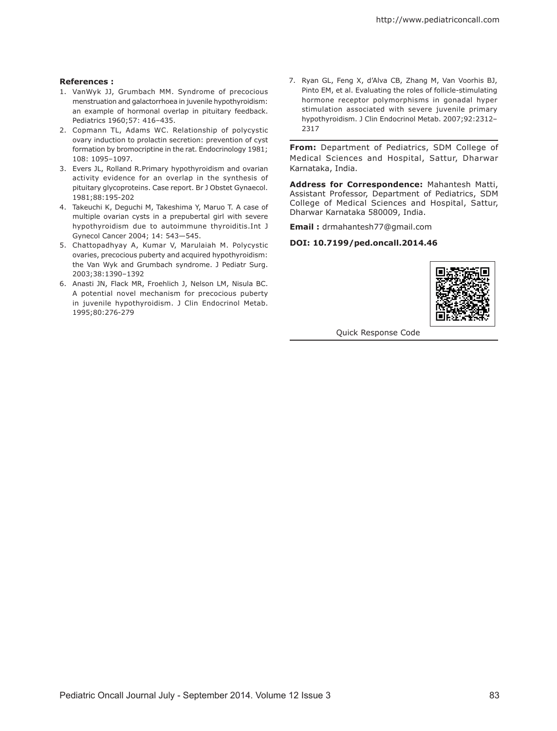**References :**

1. VanWyk JJ, Grumbach MM. Syndrome of precocious menstruation and galactorrhoea in juvenile hypothyroidism: an example of hormonal overlap in pituitary feedback. Pediatrics 1960;57: 416–435.
2. Copmann TL, Adams WC. Relationship of polycystic ovary induction to prolactin secretion: prevention of cyst formation by bromocriptine in the rat. Endocrinology 1981; 108: 1095–1097.
3. Evers JL, Rolland R.Primary hypothyroidism and ovarian activity evidence for an overlap in the synthesis of pituitary glycoproteins. Case report. Br J Obstet Gynaecol. 1981;88:195-202
4. Takeuchi K, Deguchi M, Takeshima Y, Maruo T. A case of multiple ovarian cysts in a prepubertal girl with severe hypothyroidism due to autoimmune thyroiditis.Int J Gynecol Cancer 2004; 14: 543—545.
5. Chattopadhyay A, Kumar V, Marulaiah M. Polycystic ovaries, precocious puberty and acquired hypothyroidism: the Van Wyk and Grumbach syndrome. J Pediatr Surg. 2003;38:1390–1392
6. Anasti JN, Flack MR, Froehlich J, Nelson LM, Nisula BC. A potential novel mechanism for precocious puberty in juvenile hypothyroidism. J Clin Endocrinol Metab. 1995;80:276-279
7. Ryan GL, Feng X, d'Alva CB, Zhang M, Van Voorhis BJ, Pinto EM, et al. Evaluating the roles of follicle-stimulating hormone receptor polymorphisms in gonadal hyper stimulation associated with severe juvenile primary hypothyroidism. J Clin Endocrinol Metab. 2007;92:2312–2317

**From:** Department of Pediatrics, SDM College of Medical Sciences and Hospital, Sattur, Dharwar Karnataka, India.

**Address for Correspondence:** Mahantesh Matti, Assistant Professor, Department of Pediatrics, SDM College of Medical Sciences and Hospital, Sattur, Dharwar Karnataka 580009, India.

**Email :** drmahantesh77@gmail.com

**DOI: 10.7199/ped.oncall.2014.46**

Quick Response Code